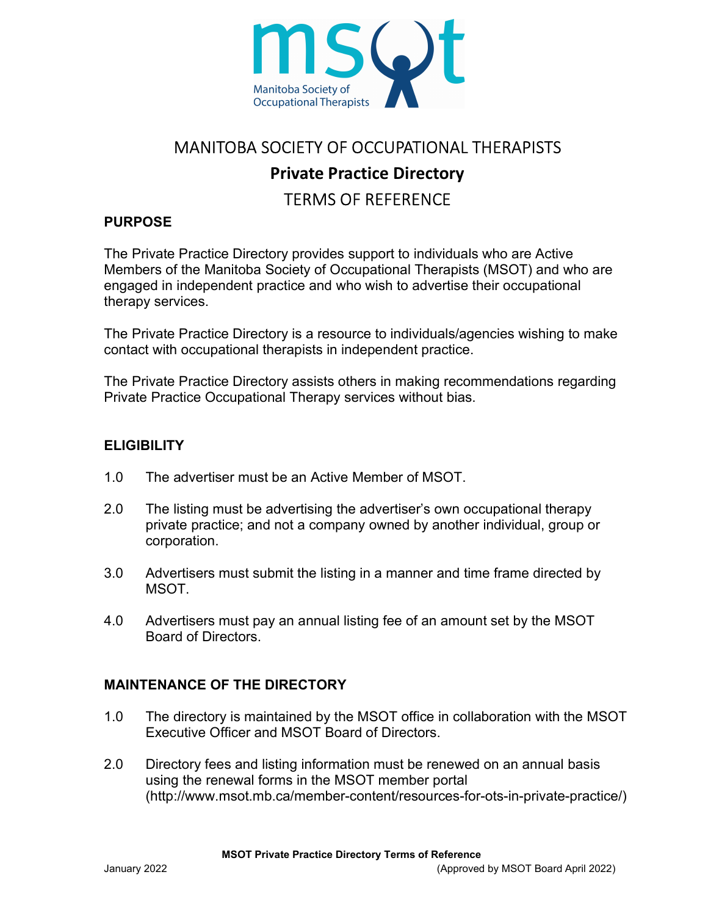# MANITOBA SOCIETY OF OCCUPATIONAL THERAPISTS

## Private Practice Directory

## TERMS OF REFERENCE

### PURPOSE

The Private Practice Directory provides support to individuals who are Active Members of the Manitoba Society of Occupational Therapists (MSOT) and who are engaged in independent practice and who wish to advertise their occupational therapy services.

The Private Practice Directory is a resource to individuals/agencies wishing to make contact with occupational therapists in independent practice.

The Private Practice Directory assists others in making recommendations regarding Private Practice Occupational Therapy services without bias.

### ELIGIBILITY

1.0 The advertiser must be an Active Member of MSOT.

2.0 The listing must be advertising the advertiser's own occupational therapy private practice; and not a company owned by another individual, group or corporation.

3.0 Advertisers must submit the listing in a manner and time frame directed by MSOT.

4.0 Advertisers must pay an annual listing fee of an amount set by the MSOT Board of Directors.

### MAINTENANCE OF THE DIRECTORY

1.0 The directory is maintained by the MSOT office in collaboration with the MSOT Executive Officer and MSOT Board of Directors.

2.0 Directory fees and listing information must be renewed on an annual basis using the renewal forms in the MSOT member portal (http://www.msot.mb.ca/member-content/resources-for-ots-in-private-practice/)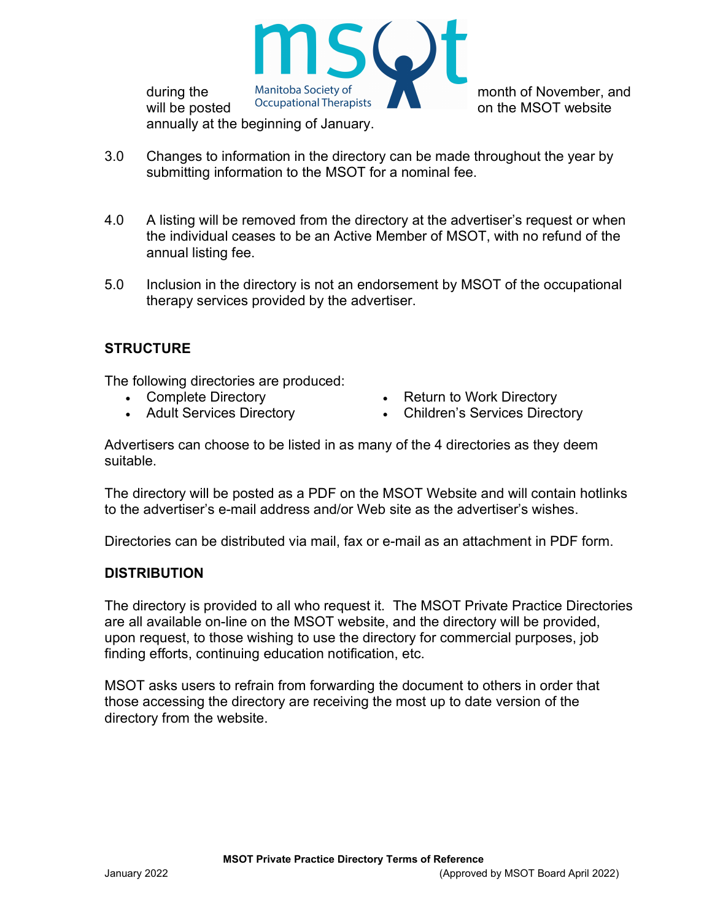during the month of November, and will be posted on the MSOT website annually at the beginning of January.

3.0 Changes to information in the directory can be made throughout the year by submitting information to the MSOT for a nominal fee.

4.0 A listing will be removed from the directory at the advertiser's request or when the individual ceases to be an Active Member of MSOT, with no refund of the annual listing fee.

5.0 Inclusion in the directory is not an endorsement by MSOT of the occupational therapy services provided by the advertiser.

## STRUCTURE

The following directories are produced:

- Complete Directory
- Adult Services Directory
- Return to Work Directory
- Children's Services Directory

Advertisers can choose to be listed in as many of the 4 directories as they deem suitable.

The directory will be posted as a PDF on the MSOT Website and will contain hotlinks to the advertiser's e-mail address and/or Web site as the advertiser's wishes.

Directories can be distributed via mail, fax or e-mail as an attachment in PDF form.

## DISTRIBUTION

The directory is provided to all who request it. The MSOT Private Practice Directories are all available on-line on the MSOT website, and the directory will be provided, upon request, to those wishing to use the directory for commercial purposes, job finding efforts, continuing education notification, etc.

MSOT asks users to refrain from forwarding the document to others in order that those accessing the directory are receiving the most up to date version of the directory from the website.